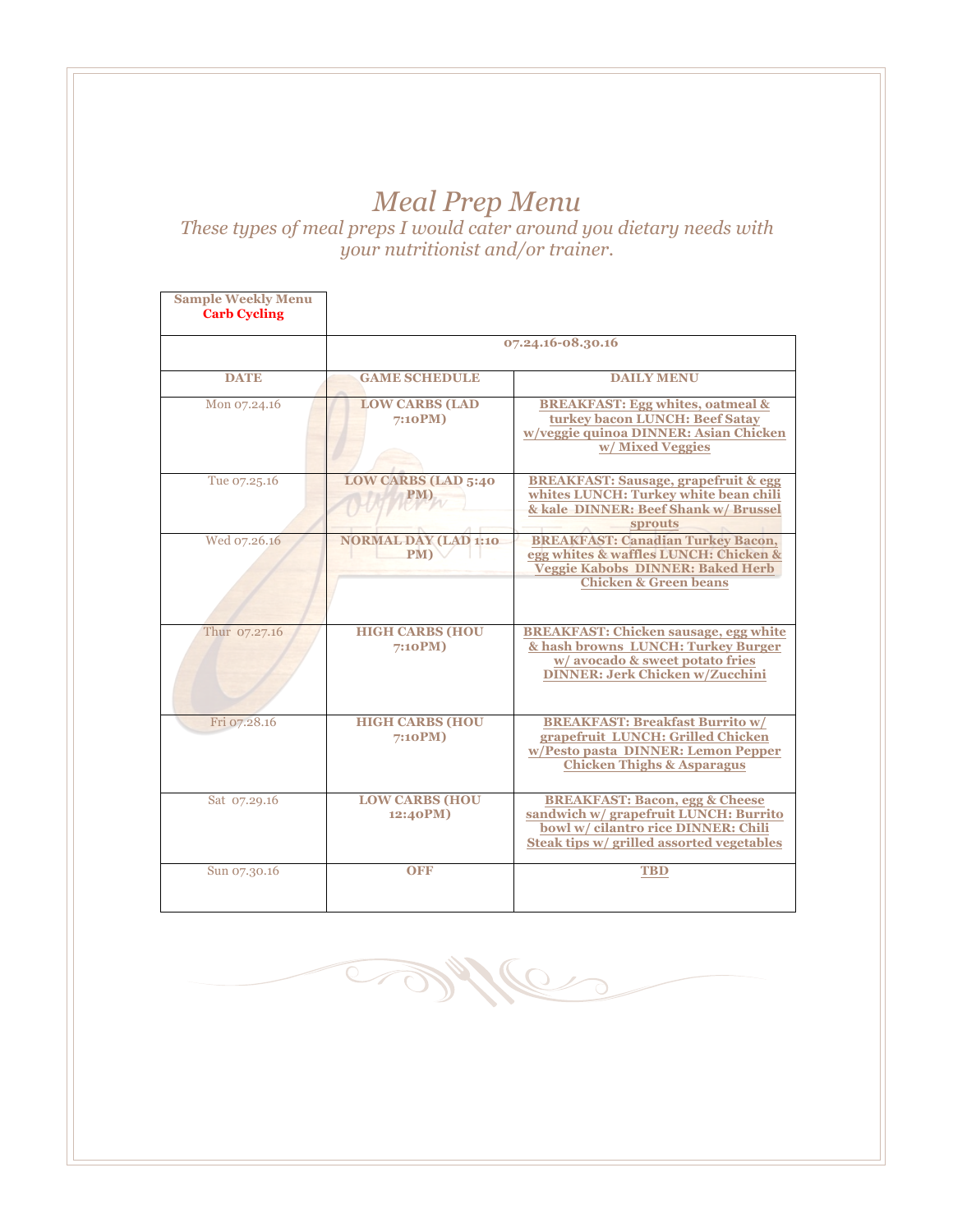# *Meal Prep Menu*

*These types of meal preps I would cater around you dietary needs with your nutritionist and/or trainer.*

| **Sample Weekly Menu** **Carb Cycling** | | |
|---|---|---|
| | **07.24.16-08.30.16** | |
| **DATE** | **GAME SCHEDULE** | **DAILY MENU** |
| Mon 07.24.16 | **LOW CARBS (LAD 7:10PM)** | **BREAKFAST: Egg whites, oatmeal & turkey bacon LUNCH: Beef Satay w/veggie quinoa DINNER: Asian Chicken w/ Mixed Veggies** |
| Tue 07.25.16 | **LOW CARBS (LAD 5:40 PM)** | **BREAKFAST: Sausage, grapefruit & egg whites LUNCH: Turkey white bean chili & kale DINNER: Beef Shank w/ Brussel sprouts** |
| Wed 07.26.16 | **NORMAL DAY (LAD 1:10 PM)** | **BREAKFAST: Canadian Turkey Bacon, egg whites & waffles LUNCH: Chicken & Veggie Kabobs DINNER: Baked Herb Chicken & Green beans** |
| Thur 07.27.16 | **HIGH CARBS (HOU 7:10PM)** | **BREAKFAST: Chicken sausage, egg white & hash browns LUNCH: Turkey Burger w/ avocado & sweet potato fries DINNER: Jerk Chicken w/Zucchini** |
| Fri 07.28.16 | **HIGH CARBS (HOU 7:10PM)** | **BREAKFAST: Breakfast Burrito w/ grapefruit LUNCH: Grilled Chicken w/Pesto pasta DINNER: Lemon Pepper Chicken Thighs & Asparagus** |
| Sat 07.29.16 | **LOW CARBS (HOU 12:40PM)** | **BREAKFAST: Bacon, egg & Cheese sandwich w/ grapefruit LUNCH: Burrito bowl w/ cilantro rice DINNER: Chili Steak tips w/ grilled assorted vegetables** |
| Sun 07.30.16 | **OFF** | **TBD** |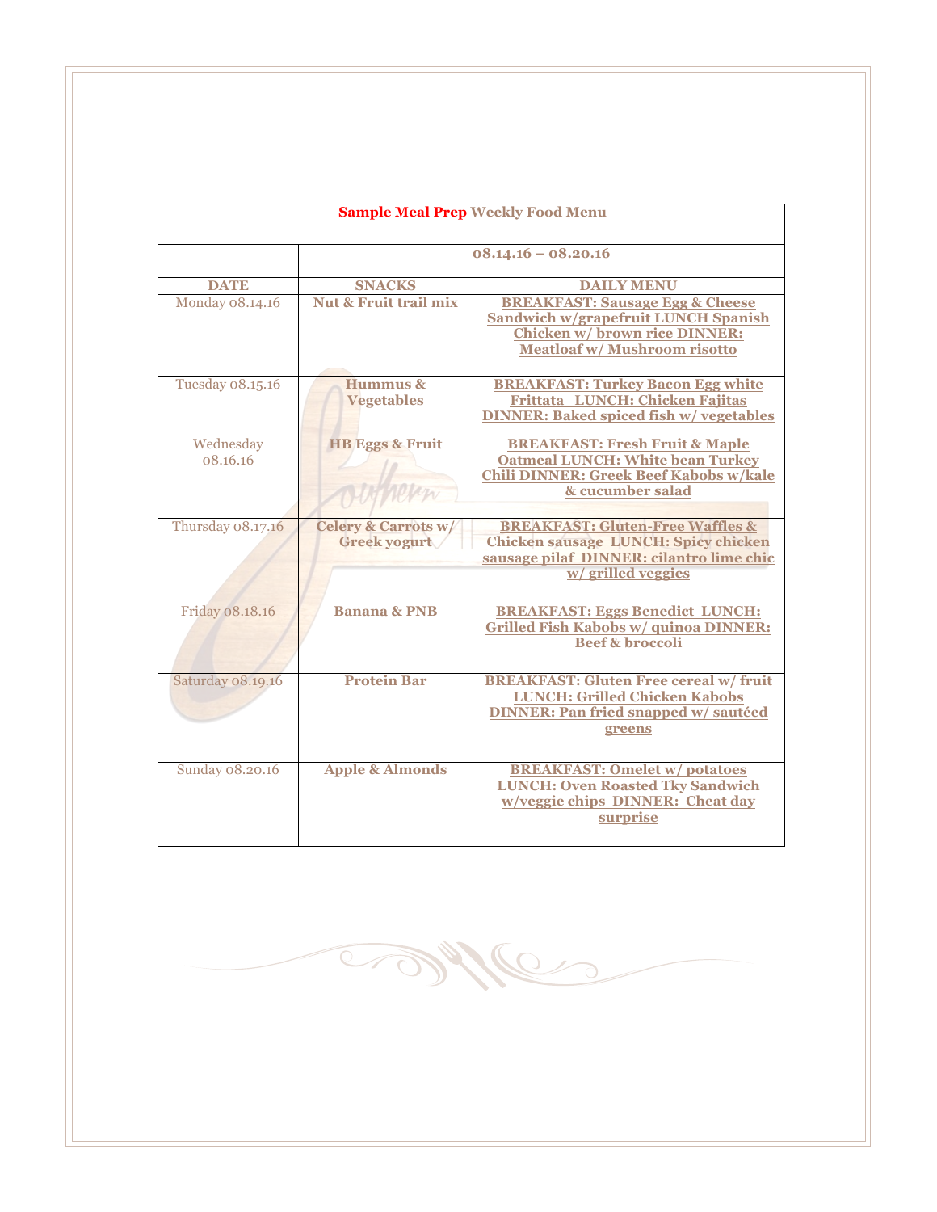| Sample Meal Prep Weekly Food Menu | | |
|---|---|---|
| | 08.14.16 – 08.20.16 | |
| **DATE** | **SNACKS** | **DAILY MENU** |
| Monday 08.14.16 | **Nut & Fruit trail mix** | **BREAKFAST: Sausage Egg & Cheese Sandwich w/grapefruit LUNCH Spanish Chicken w/ brown rice DINNER: Meatloaf w/ Mushroom risotto** |
| Tuesday 08.15.16 | **Hummus & Vegetables** | **BREAKFAST: Turkey Bacon Egg white Frittata LUNCH: Chicken Fajitas DINNER: Baked spiced fish w/ vegetables** |
| Wednesday 08.16.16 | **HB Eggs & Fruit** | **BREAKFAST: Fresh Fruit & Maple Oatmeal LUNCH: White bean Turkey Chili DINNER: Greek Beef Kabobs w/kale & cucumber salad** |
| Thursday 08.17.16 | **Celery & Carrots w/ Greek yogurt** | **BREAKFAST: Gluten-Free Waffles & Chicken sausage LUNCH: Spicy chicken sausage pilaf DINNER: cilantro lime chic w/ grilled veggies** |
| Friday 08.18.16 | **Banana & PNB** | **BREAKFAST: Eggs Benedict LUNCH: Grilled Fish Kabobs w/ quinoa DINNER: Beef & broccoli** |
| Saturday 08.19.16 | **Protein Bar** | **BREAKFAST: Gluten Free cereal w/ fruit LUNCH: Grilled Chicken Kabobs DINNER: Pan fried snapped w/ sautéed greens** |
| Sunday 08.20.16 | **Apple & Almonds** | **BREAKFAST: Omelet w/ potatoes LUNCH: Oven Roasted Tky Sandwich w/veggie chips DINNER: Cheat day surprise** |